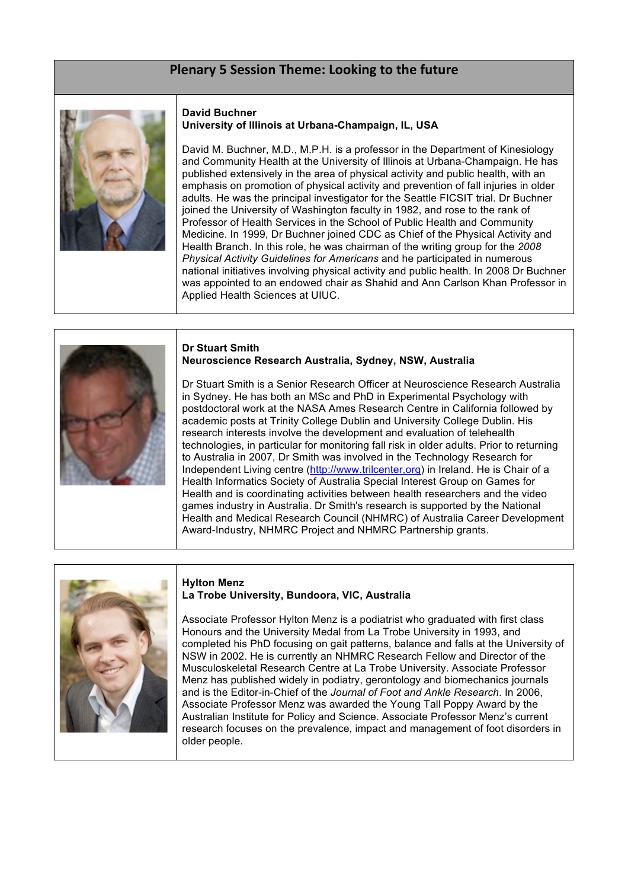# Plenary 5 Session Theme: Looking to the future

**David Buchner**
**University of Illinois at Urbana-Champaign, IL, USA**

David M. Buchner, M.D., M.P.H. is a professor in the Department of Kinesiology and Community Health at the University of Illinois at Urbana-Champaign. He has published extensively in the area of physical activity and public health, with an emphasis on promotion of physical activity and prevention of fall injuries in older adults. He was the principal investigator for the Seattle FICSIT trial. Dr Buchner joined the University of Washington faculty in 1982, and rose to the rank of Professor of Health Services in the School of Public Health and Community Medicine. In 1999, Dr Buchner joined CDC as Chief of the Physical Activity and Health Branch. In this role, he was chairman of the writing group for the *2008 Physical Activity Guidelines for Americans* and he participated in numerous national initiatives involving physical activity and public health. In 2008 Dr Buchner was appointed to an endowed chair as Shahid and Ann Carlson Khan Professor in Applied Health Sciences at UIUC.

**Dr Stuart Smith**
**Neuroscience Research Australia, Sydney, NSW, Australia**

Dr Stuart Smith is a Senior Research Officer at Neuroscience Research Australia in Sydney. He has both an MSc and PhD in Experimental Psychology with postdoctoral work at the NASA Ames Research Centre in California followed by academic posts at Trinity College Dublin and University College Dublin. His research interests involve the development and evaluation of telehealth technologies, in particular for monitoring fall risk in older adults. Prior to returning to Australia in 2007, Dr Smith was involved in the Technology Research for Independent Living centre (http://www.trilcenter,org) in Ireland. He is Chair of a Health Informatics Society of Australia Special Interest Group on Games for Health and is coordinating activities between health researchers and the video games industry in Australia. Dr Smith's research is supported by the National Health and Medical Research Council (NHMRC) of Australia Career Development Award-Industry, NHMRC Project and NHMRC Partnership grants.

**Hylton Menz**
**La Trobe University, Bundoora, VIC, Australia**

Associate Professor Hylton Menz is a podiatrist who graduated with first class Honours and the University Medal from La Trobe University in 1993, and completed his PhD focusing on gait patterns, balance and falls at the University of NSW in 2002. He is currently an NHMRC Research Fellow and Director of the Musculoskeletal Research Centre at La Trobe University. Associate Professor Menz has published widely in podiatry, gerontology and biomechanics journals and is the Editor-in-Chief of the *Journal of Foot and Ankle Research*. In 2006, Associate Professor Menz was awarded the Young Tall Poppy Award by the Australian Institute for Policy and Science. Associate Professor Menz's current research focuses on the prevalence, impact and management of foot disorders in older people.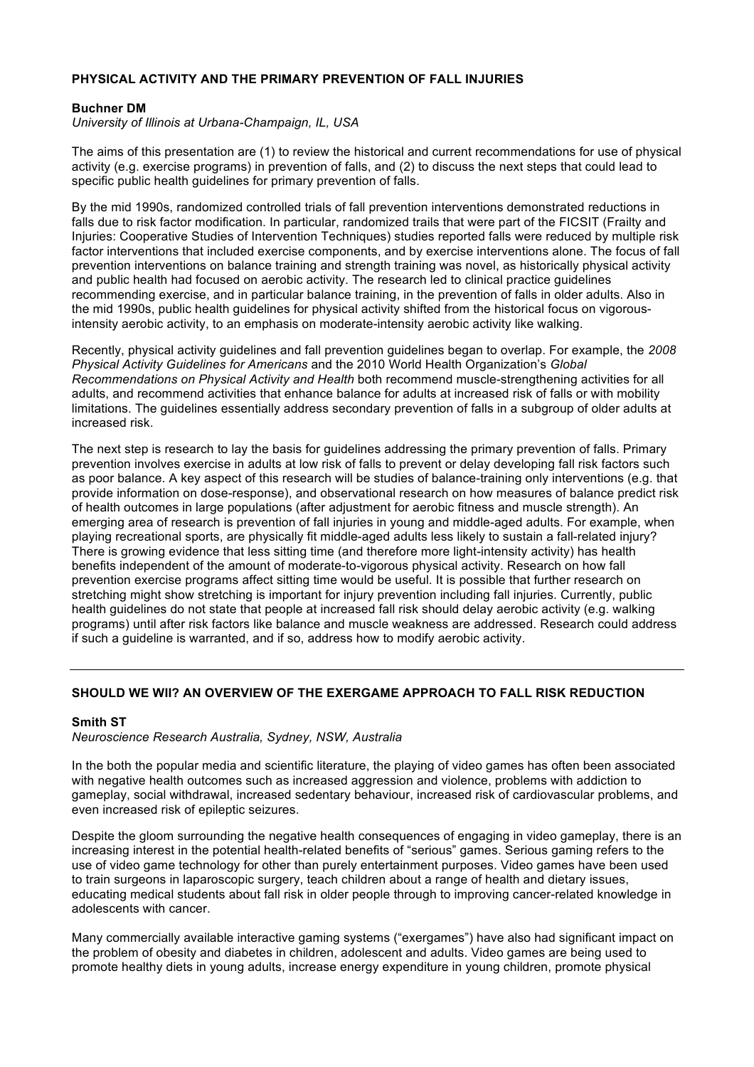## PHYSICAL ACTIVITY AND THE PRIMARY PREVENTION OF FALL INJURIES

**Buchner DM**

*University of Illinois at Urbana-Champaign, IL, USA*

The aims of this presentation are (1) to review the historical and current recommendations for use of physical activity (e.g. exercise programs) in prevention of falls, and (2) to discuss the next steps that could lead to specific public health guidelines for primary prevention of falls.

By the mid 1990s, randomized controlled trials of fall prevention interventions demonstrated reductions in falls due to risk factor modification. In particular, randomized trails that were part of the FICSIT (Frailty and Injuries: Cooperative Studies of Intervention Techniques) studies reported falls were reduced by multiple risk factor interventions that included exercise components, and by exercise interventions alone. The focus of fall prevention interventions on balance training and strength training was novel, as historically physical activity and public health had focused on aerobic activity. The research led to clinical practice guidelines recommending exercise, and in particular balance training, in the prevention of falls in older adults. Also in the mid 1990s, public health guidelines for physical activity shifted from the historical focus on vigorous-intensity aerobic activity, to an emphasis on moderate-intensity aerobic activity like walking.

Recently, physical activity guidelines and fall prevention guidelines began to overlap. For example, the *2008 Physical Activity Guidelines for Americans* and the 2010 World Health Organization's *Global Recommendations on Physical Activity and Health* both recommend muscle-strengthening activities for all adults, and recommend activities that enhance balance for adults at increased risk of falls or with mobility limitations. The guidelines essentially address secondary prevention of falls in a subgroup of older adults at increased risk.

The next step is research to lay the basis for guidelines addressing the primary prevention of falls. Primary prevention involves exercise in adults at low risk of falls to prevent or delay developing fall risk factors such as poor balance. A key aspect of this research will be studies of balance-training only interventions (e.g. that provide information on dose-response), and observational research on how measures of balance predict risk of health outcomes in large populations (after adjustment for aerobic fitness and muscle strength). An emerging area of research is prevention of fall injuries in young and middle-aged adults. For example, when playing recreational sports, are physically fit middle-aged adults less likely to sustain a fall-related injury? There is growing evidence that less sitting time (and therefore more light-intensity activity) has health benefits independent of the amount of moderate-to-vigorous physical activity. Research on how fall prevention exercise programs affect sitting time would be useful. It is possible that further research on stretching might show stretching is important for injury prevention including fall injuries. Currently, public health guidelines do not state that people at increased fall risk should delay aerobic activity (e.g. walking programs) until after risk factors like balance and muscle weakness are addressed. Research could address if such a guideline is warranted, and if so, address how to modify aerobic activity.

---

## SHOULD WE WII? AN OVERVIEW OF THE EXERGAME APPROACH TO FALL RISK REDUCTION

**Smith ST**

*Neuroscience Research Australia, Sydney, NSW, Australia*

In the both the popular media and scientific literature, the playing of video games has often been associated with negative health outcomes such as increased aggression and violence, problems with addiction to gameplay, social withdrawal, increased sedentary behaviour, increased risk of cardiovascular problems, and even increased risk of epileptic seizures.

Despite the gloom surrounding the negative health consequences of engaging in video gameplay, there is an increasing interest in the potential health-related benefits of "serious" games. Serious gaming refers to the use of video game technology for other than purely entertainment purposes. Video games have been used to train surgeons in laparoscopic surgery, teach children about a range of health and dietary issues, educating medical students about fall risk in older people through to improving cancer-related knowledge in adolescents with cancer.

Many commercially available interactive gaming systems ("exergames") have also had significant impact on the problem of obesity and diabetes in children, adolescent and adults. Video games are being used to promote healthy diets in young adults, increase energy expenditure in young children, promote physical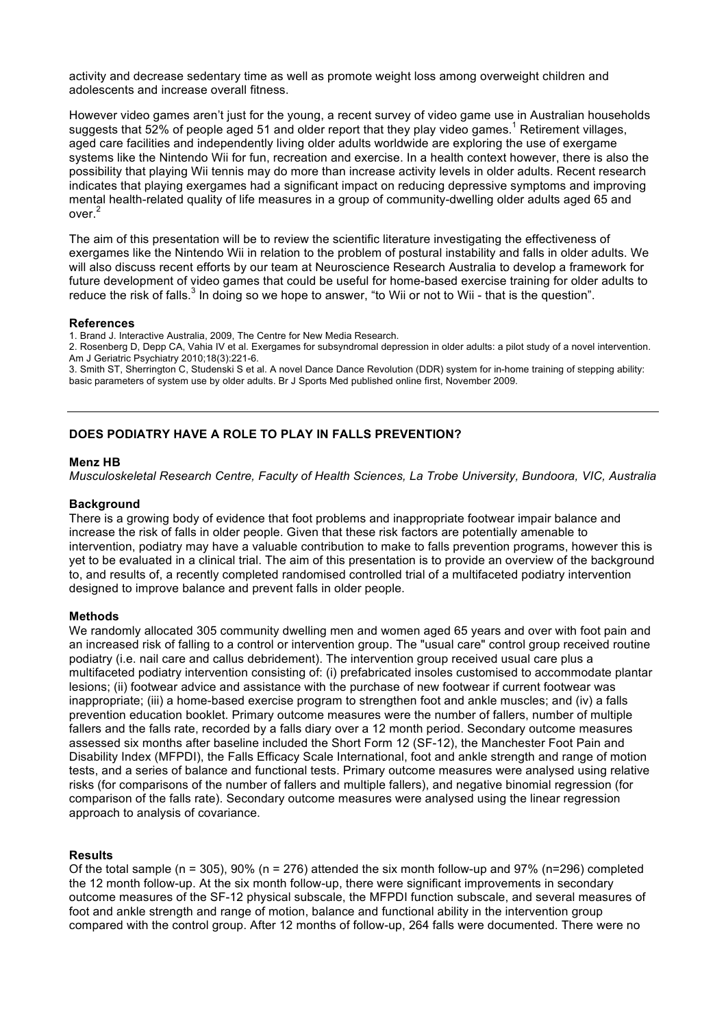activity and decrease sedentary time as well as promote weight loss among overweight children and adolescents and increase overall fitness.

However video games aren't just for the young, a recent survey of video game use in Australian households suggests that 52% of people aged 51 and older report that they play video games.[1] Retirement villages, aged care facilities and independently living older adults worldwide are exploring the use of exergame systems like the Nintendo Wii for fun, recreation and exercise. In a health context however, there is also the possibility that playing Wii tennis may do more than increase activity levels in older adults. Recent research indicates that playing exergames had a significant impact on reducing depressive symptoms and improving mental health-related quality of life measures in a group of community-dwelling older adults aged 65 and over.[2]

The aim of this presentation will be to review the scientific literature investigating the effectiveness of exergames like the Nintendo Wii in relation to the problem of postural instability and falls in older adults. We will also discuss recent efforts by our team at Neuroscience Research Australia to develop a framework for future development of video games that could be useful for home-based exercise training for older adults to reduce the risk of falls.[3] In doing so we hope to answer, "to Wii or not to Wii - that is the question".

#### References

1. Brand J. Interactive Australia, 2009, The Centre for New Media Research.
2. Rosenberg D, Depp CA, Vahia IV et al. Exergames for subsyndromal depression in older adults: a pilot study of a novel intervention. Am J Geriatric Psychiatry 2010;18(3):221-6.
3. Smith ST, Sherrington C, Studenski S et al. A novel Dance Dance Revolution (DDR) system for in-home training of stepping ability: basic parameters of system use by older adults. Br J Sports Med published online first, November 2009.

---

## DOES PODIATRY HAVE A ROLE TO PLAY IN FALLS PREVENTION?

**Menz HB**

*Musculoskeletal Research Centre, Faculty of Health Sciences, La Trobe University, Bundoora, VIC, Australia*

#### Background

There is a growing body of evidence that foot problems and inappropriate footwear impair balance and increase the risk of falls in older people. Given that these risk factors are potentially amenable to intervention, podiatry may have a valuable contribution to make to falls prevention programs, however this is yet to be evaluated in a clinical trial. The aim of this presentation is to provide an overview of the background to, and results of, a recently completed randomised controlled trial of a multifaceted podiatry intervention designed to improve balance and prevent falls in older people.

#### Methods

We randomly allocated 305 community dwelling men and women aged 65 years and over with foot pain and an increased risk of falling to a control or intervention group. The "usual care" control group received routine podiatry (i.e. nail care and callus debridement). The intervention group received usual care plus a multifaceted podiatry intervention consisting of: (i) prefabricated insoles customised to accommodate plantar lesions; (ii) footwear advice and assistance with the purchase of new footwear if current footwear was inappropriate; (iii) a home-based exercise program to strengthen foot and ankle muscles; and (iv) a falls prevention education booklet. Primary outcome measures were the number of fallers, number of multiple fallers and the falls rate, recorded by a falls diary over a 12 month period. Secondary outcome measures assessed six months after baseline included the Short Form 12 (SF-12), the Manchester Foot Pain and Disability Index (MFPDI), the Falls Efficacy Scale International, foot and ankle strength and range of motion tests, and a series of balance and functional tests. Primary outcome measures were analysed using relative risks (for comparisons of the number of fallers and multiple fallers), and negative binomial regression (for comparison of the falls rate). Secondary outcome measures were analysed using the linear regression approach to analysis of covariance.

#### Results

Of the total sample (n = 305), 90% (n = 276) attended the six month follow-up and 97% (n=296) completed the 12 month follow-up. At the six month follow-up, there were significant improvements in secondary outcome measures of the SF-12 physical subscale, the MFPDI function subscale, and several measures of foot and ankle strength and range of motion, balance and functional ability in the intervention group compared with the control group. After 12 months of follow-up, 264 falls were documented. There were no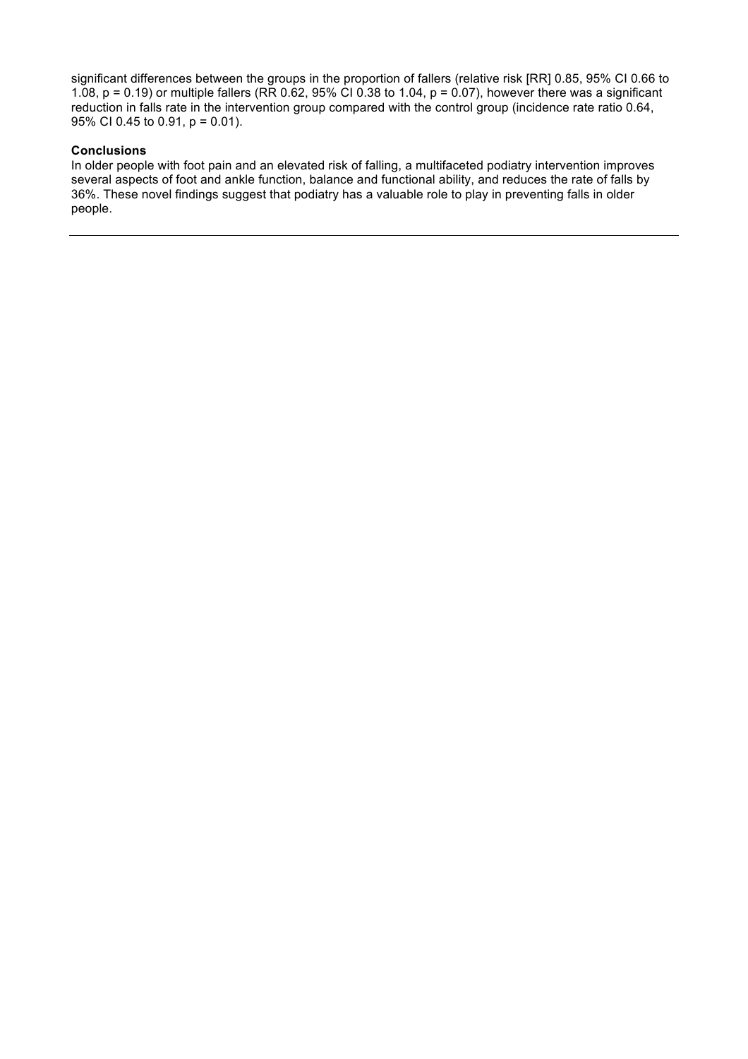significant differences between the groups in the proportion of fallers (relative risk [RR] 0.85, 95% CI 0.66 to 1.08, $p = 0.19$) or multiple fallers (RR 0.62, 95% CI 0.38 to 1.04, $p = 0.07$), however there was a significant reduction in falls rate in the intervention group compared with the control group (incidence rate ratio 0.64, 95% CI 0.45 to 0.91, $p = 0.01$).

**Conclusions**

In older people with foot pain and an elevated risk of falling, a multifaceted podiatry intervention improves several aspects of foot and ankle function, balance and functional ability, and reduces the rate of falls by 36%. These novel findings suggest that podiatry has a valuable role to play in preventing falls in older people.